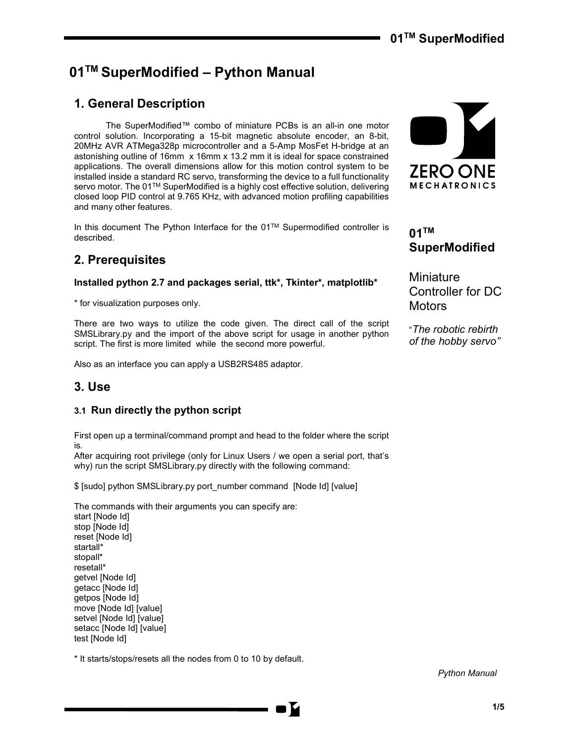# 01[TM] SuperModified – Python Manual

## 1. General Description

The SuperModified™ combo of miniature PCBs is an all-in one motor control solution. Incorporating a 15-bit magnetic absolute encoder, an 8-bit, 20MHz AVR ATMega328p microcontroller and a 5-Amp MosFet H-bridge at an astonishing outline of 16mm x 16mm x 13.2 mm it is ideal for space constrained applications. The overall dimensions allow for this motion control system to be installed inside a standard RC servo, transforming the device to a full functionality servo motor. The 01[TM] SuperModified is a highly cost effective solution, delivering closed loop PID control at 9.765 KHz, with advanced motion profiling capabilities and many other features.

In this document The Python Interface for the 01[TM] Supermodified controller is described.

**01[TM] SuperModified**

Miniature Controller for DC Motors

"*The robotic rebirth of the hobby servo"*

## 2. Prerequisites

**Installed python 2.7 and packages serial, ttk*, Tkinter*, matplotlib***

* for visualization purposes only.

There are two ways to utilize the code given. The direct call of the script SMSLibrary.py and the import of the above script for usage in another python script. The first is more limited while the second more powerful.

Also as an interface you can apply a USB2RS485 adaptor.

## 3. Use

### 3.1 Run directly the python script

First open up a terminal/command prompt and head to the folder where the script is.
After acquiring root privilege (only for Linux Users / we open a serial port, that's why) run the script SMSLibrary.py directly with the following command:

$ [sudo] python SMSLibrary.py port_number command [Node Id] [value]

The commands with their arguments you can specify are:
start [Node Id]
stop [Node Id]
reset [Node Id]
startall*
stopall*
resetall*
getvel [Node Id]
getacc [Node Id]
getpos [Node Id]
move [Node Id] [value]
setvel [Node Id] [value]
setacc [Node Id] [value]
test [Node Id]

* It starts/stops/resets all the nodes from 0 to 10 by default.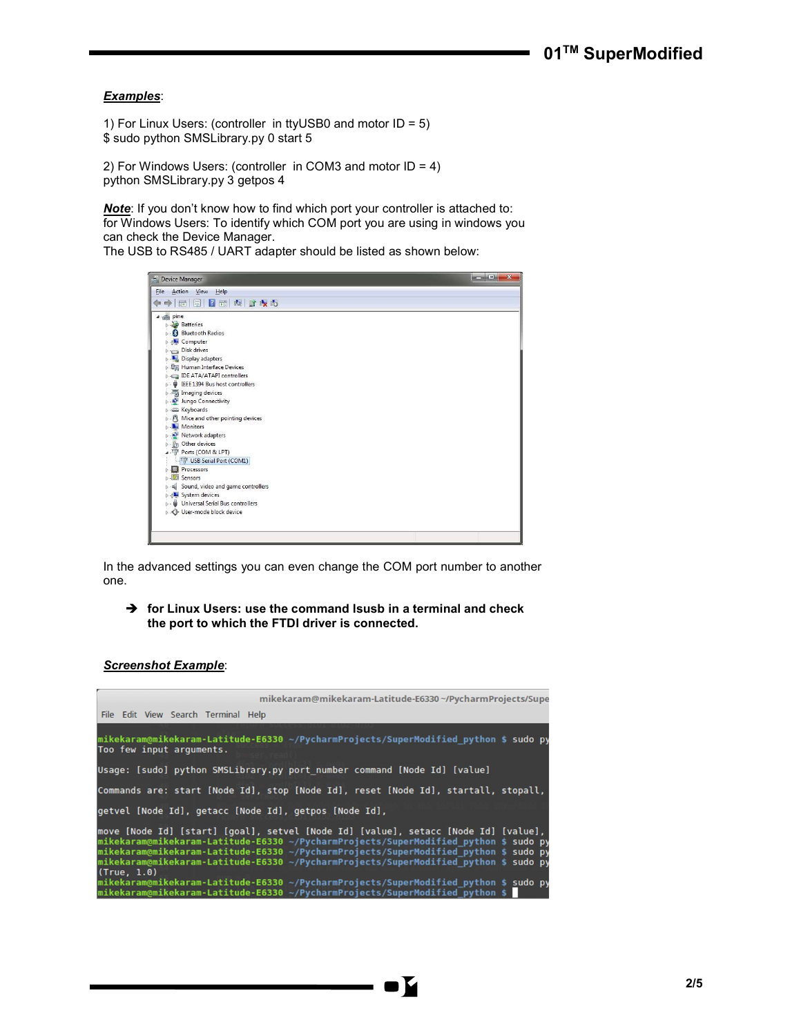***Examples***:

1) For Linux Users: (controller in ttyUSB0 and motor ID = 5)
$ sudo python SMSLibrary.py 0 start 5

2) For Windows Users: (controller in COM3 and motor ID = 4)
python SMSLibrary.py 3 getpos 4

***Note***: If you don't know how to find which port your controller is attached to:
for Windows Users: To identify which COM port you are using in windows you can check the Device Manager.
The USB to RS485 / UART adapter should be listed as shown below:

In the advanced settings you can even change the COM port number to another one.

➔ **for Linux Users: use the command lsusb in a terminal and check the port to which the FTDI driver is connected.**

***Screenshot Example***:

```
mikekaram@mikekaram-Latitude-E6330 ~/PycharmProjects/SuperModified_python $ sudo py
Too few input arguments.

Usage: [sudo] python SMSLibrary.py port_number command [Node Id] [value]

Commands are: start [Node Id], stop [Node Id], reset [Node Id], startall, stopall,

getvel [Node Id], getacc [Node Id], getpos [Node Id],

move [Node Id] [start] [goal], setvel [Node Id] [value], setacc [Node Id] [value],
mikekaram@mikekaram-Latitude-E6330 ~/PycharmProjects/SuperModified_python $ sudo py
mikekaram@mikekaram-Latitude-E6330 ~/PycharmProjects/SuperModified_python $ sudo py
mikekaram@mikekaram-Latitude-E6330 ~/PycharmProjects/SuperModified_python $ sudo py
(True, 1.0)
mikekaram@mikekaram-Latitude-E6330 ~/PycharmProjects/SuperModified_python $ sudo py
mikekaram@mikekaram-Latitude-E6330 ~/PycharmProjects/SuperModified_python $
```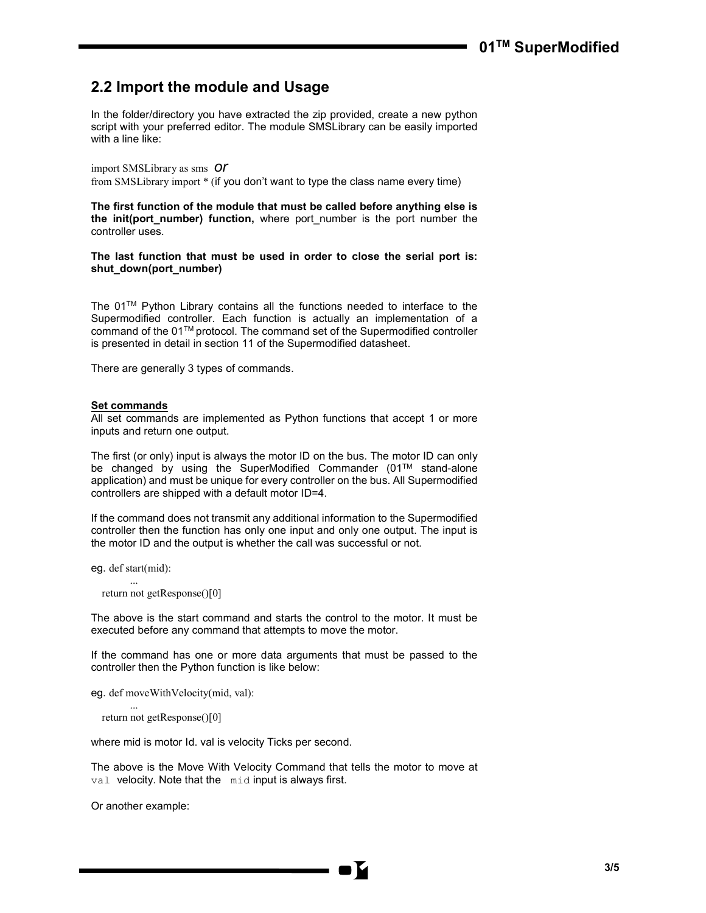## 2.2 Import the module and Usage

In the folder/directory you have extracted the zip provided, create a new python script with your preferred editor. The module SMSLibrary can be easily imported with a line like:

import SMSLibrary as sms *or*
from SMSLibrary import * (if you don't want to type the class name every time)

**The first function of the module that must be called before anything else is the init(port_number) function,** where port_number is the port number the controller uses.

**The last function that must be used in order to close the serial port is: shut_down(port_number)**

The 01™ Python Library contains all the functions needed to interface to the Supermodified controller. Each function is actually an implementation of a command of the 01™ protocol. The command set of the Supermodified controller is presented in detail in section 11 of the Supermodified datasheet.

There are generally 3 types of commands.

**Set commands**

All set commands are implemented as Python functions that accept 1 or more inputs and return one output.

The first (or only) input is always the motor ID on the bus. The motor ID can only be changed by using the SuperModified Commander (01™ stand-alone application) and must be unique for every controller on the bus. All Supermodified controllers are shipped with a default motor ID=4.

If the command does not transmit any additional information to the Supermodified controller then the function has only one input and only one output. The input is the motor ID and the output is whether the call was successful or not.

eg.
```
def start(mid):
        ...
    return not getResponse()[0]
```

The above is the start command and starts the control to the motor. It must be executed before any command that attempts to move the motor.

If the command has one or more data arguments that must be passed to the controller then the Python function is like below:

eg.
```
def moveWithVelocity(mid, val):
        ...
    return not getResponse()[0]
```

where mid is motor Id. val is velocity Ticks per second.

The above is the Move With Velocity Command that tells the motor to move at `val` velocity. Note that the `mid` input is always first.

Or another example: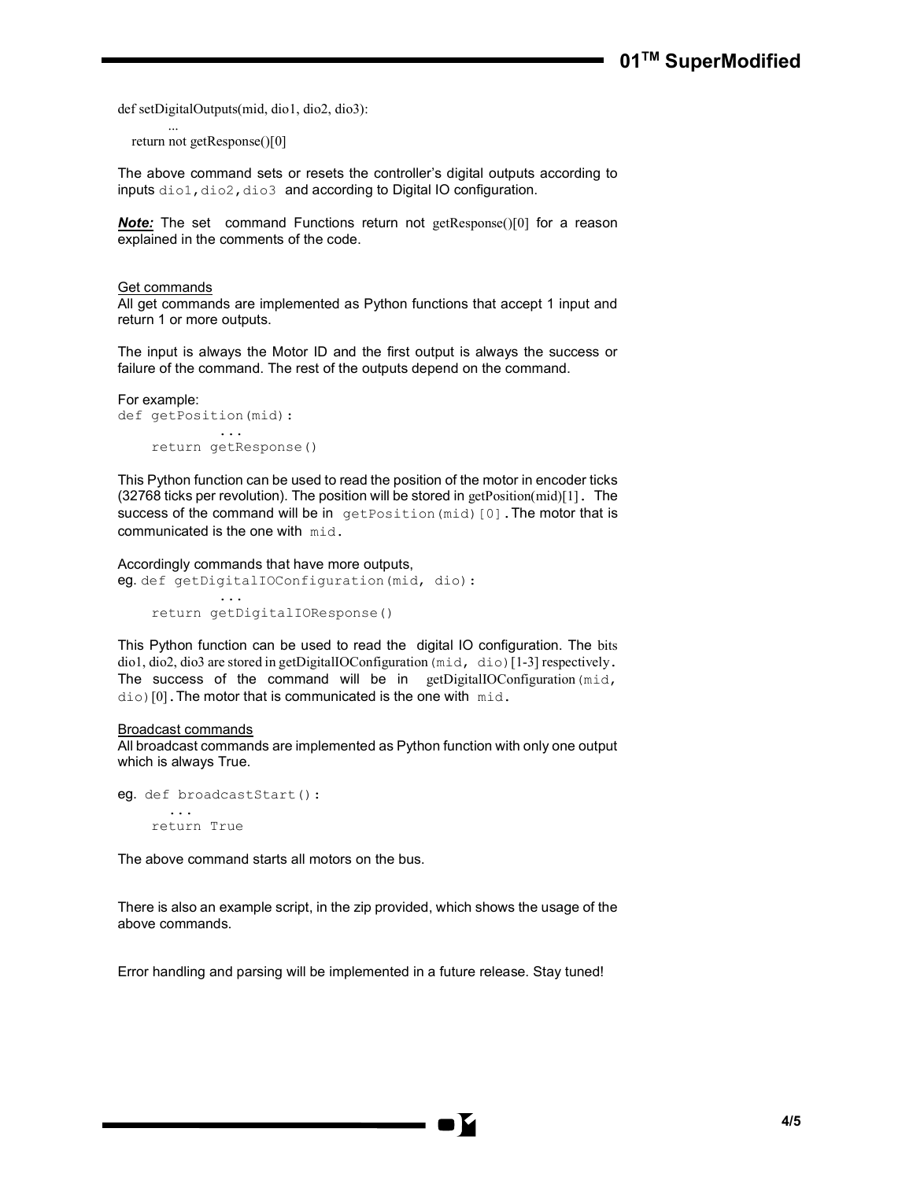```
def setDigitalOutputs(mid, dio1, dio2, dio3):
    ...
  return not getResponse()[0]
```

The above command sets or resets the controller's digital outputs according to inputs `dio1,dio2,dio3` and according to Digital IO configuration.

***Note:*** The set command Functions return not getResponse()[0] for a reason explained in the comments of the code.

Get commands

All get commands are implemented as Python functions that accept 1 input and return 1 or more outputs.

The input is always the Motor ID and the first output is always the success or failure of the command. The rest of the outputs depend on the command.

For example:

```
def getPosition(mid):
        ...
    return getResponse()
```

This Python function can be used to read the position of the motor in encoder ticks (32768 ticks per revolution). The position will be stored in getPosition(mid)[1]. The success of the command will be in `getPosition(mid)[0]`. The motor that is communicated is the one with `mid`.

Accordingly commands that have more outputs,

eg.
```
def getDigitalIOConfiguration(mid, dio):
        ...
    return getDigitalIOResponse()
```

This Python function can be used to read the digital IO configuration. The bits dio1, dio2, dio3 are stored in getDigitalIOConfiguration(mid, dio)[1-3] respectively. The success of the command will be in getDigitalIOConfiguration(mid, dio)[0]. The motor that is communicated is the one with `mid`.

Broadcast commands

All broadcast commands are implemented as Python function with only one output which is always True.

eg.
```
def broadcastStart():
    ...
    return True
```

The above command starts all motors on the bus.

There is also an example script, in the zip provided, which shows the usage of the above commands.

Error handling and parsing will be implemented in a future release. Stay tuned!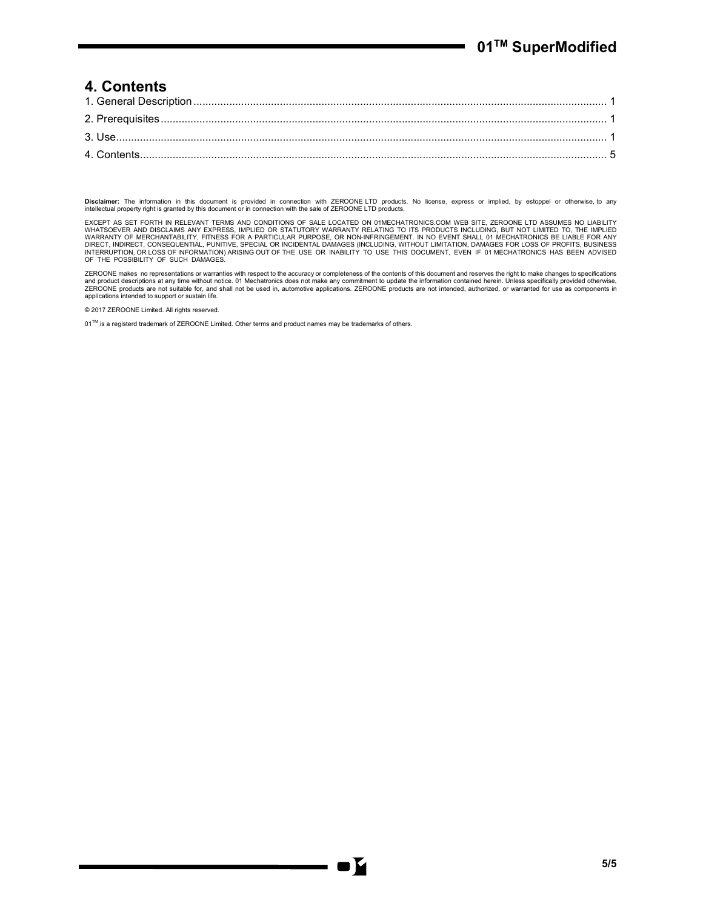## 4. Contents

1. General Description ........................................................................................................................................... 1
2. Prerequisites ...................................................................................................................................................... 1
3. Use ..................................................................................................................................................................... 1
4. Contents ............................................................................................................................................................ 5

**Disclaimer:** The information in this document is provided in connection with ZEROONE LTD products. No license, express or implied, by estoppel or otherwise, to any intellectual property right is granted by this document or in connection with the sale of ZEROONE LTD products.

EXCEPT AS SET FORTH IN RELEVANT TERMS AND CONDITIONS OF SALE LOCATED ON 01MECHATRONICS.COM WEB SITE, ZEROONE LTD ASSUMES NO LIABILITY WHATSOEVER AND DISCLAIMS ANY EXPRESS, IMPLIED OR STATUTORY WARRANTY RELATING TO ITS PRODUCTS INCLUDING, BUT NOT LIMITED TO, THE IMPLIED WARRANTY OF MERCHANTABILITY, FITNESS FOR A PARTICULAR PURPOSE, OR NON-INFRINGEMENT. IN NO EVENT SHALL 01 MECHATRONICS BE LIABLE FOR ANY DIRECT, INDIRECT, CONSEQUENTIAL, PUNITIVE, SPECIAL OR INCIDENTAL DAMAGES (INCLUDING, WITHOUT LIMITATION, DAMAGES FOR LOSS OF PROFITS, BUSINESS INTERRUPTION, OR LOSS OF INFORMATION) ARISING OUT OF THE USE OR INABILITY TO USE THIS DOCUMENT, EVEN IF 01 MECHATRONICS HAS BEEN ADVISED OF THE POSSIBILITY OF SUCH DAMAGES.

ZEROONE makes no representations or warranties with respect to the accuracy or completeness of the contents of this document and reserves the right to make changes to specifications and product descriptions at any time without notice. 01 Mechatronics does not make any commitment to update the information contained herein. Unless specifically provided otherwise, ZEROONE products are not suitable for, and shall not be used in, automotive applications. ZEROONE products are not intended, authorized, or warranted for use as components in applications intended to support or sustain life.

© 2017 ZEROONE Limited. All rights reserved.

01™ is a registerd trademark of ZEROONE Limited. Other terms and product names may be trademarks of others.